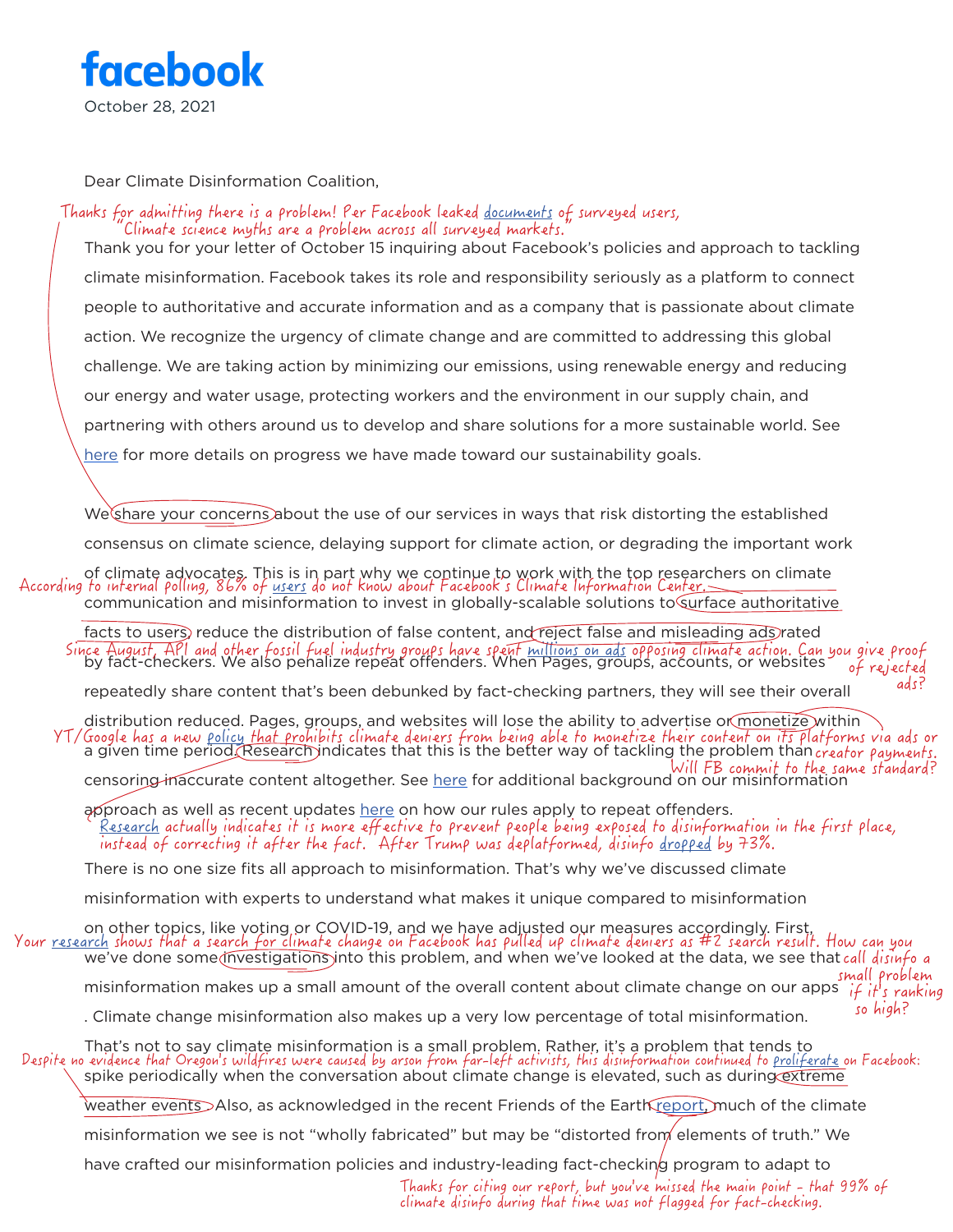# facebook

October 28, 2021

Dear Climate Disinformation Coalition,

*Thanks for admitting there is a problem! Per Facebook leaked documents of surveyed users, "Climate science myths are a problem across all surveyed markets."*

Thank you for your letter of October 15 inquiring about Facebook's policies and approach to tackling climate misinformation. Facebook takes its role and responsibility seriously as a platform to connect people to authoritative and accurate information and as a company that is passionate about climate action. We recognize the urgency of climate change and are committed to addressing this global challenge. We are taking action by minimizing our emissions, using renewable energy and reducing our energy and water usage, protecting workers and the environment in our supply chain, and partnering with others around us to develop and share solutions for a more sustainable world. See here for more details on progress we have made toward our sustainability goals.

We share your concerns about the use of our services in ways that risk distorting the established consensus on climate science, delaying support for climate action, or degrading the important work of climate advocates. This is in part why we continue to work with the top researchers on climate communication and misinformation to invest in globally-scalable solutions to surface authoritative facts to users, reduce the distribution of false content, and reject false and misleading ads rated by fact-checkers. We also penalize repeat offenders. When Pages, groups, accounts, or websites repeatedly share content that's been debunked by fact-checking partners, they will see their overall distribution reduced. Pages, groups, and websites will lose the ability to advertise or monetize within a given time period. Research indicates that this is the better way of tackling the problem than censoring inaccurate content altogether. See here for additional background on our misinformation approach as well as recent updates here on how our rules apply to repeat offenders.

*According to internal polling, 86% of users do not know about Facebook's Climate Information Center.*

*Since August, API and other fossil fuel industry groups have spent millions on ads opposing climate action. Can you give proof of rejected ads?*

*YT/Google has a new policy that prohibits climate deniers from being able to monetize their content on its platforms via ads or creator payments. Will FB commit to the same standard?*

*Research actually indicates it is more effective to prevent people being exposed to disinformation in the first place, instead of correcting it after the fact. After Trump was deplatformed, disinfo dropped by 73%.*

There is no one size fits all approach to misinformation. That's why we've discussed climate misinformation with experts to understand what makes it unique compared to misinformation on other topics, like voting or COVID-19, and we have adjusted our measures accordingly. First, we've done some investigations into this problem, and when we've looked at the data, we see that misinformation makes up a small amount of the overall content about climate change on our apps . Climate change misinformation also makes up a very low percentage of total misinformation.

*Your research shows that a search for climate change on Facebook has pulled up climate deniers as #2 search result. How can you call disinfo a small problem if it's ranking so high?*

That's not to say climate misinformation is a small problem. Rather, it's a problem that tends to spike periodically when the conversation about climate change is elevated, such as during extreme weather events . Also, as acknowledged in the recent Friends of the Earth report, much of the climate misinformation we see is not "wholly fabricated" but may be "distorted from elements of truth." We have crafted our misinformation policies and industry-leading fact-checking program to adapt to

*Despite no evidence that Oregon's wildfires were caused by arson from far-left activists, this disinformation continued to proliferate on Facebook.*

*Thanks for citing our report, but you've missed the main point - that 99% of climate disinfo during that time was not flagged for fact-checking.*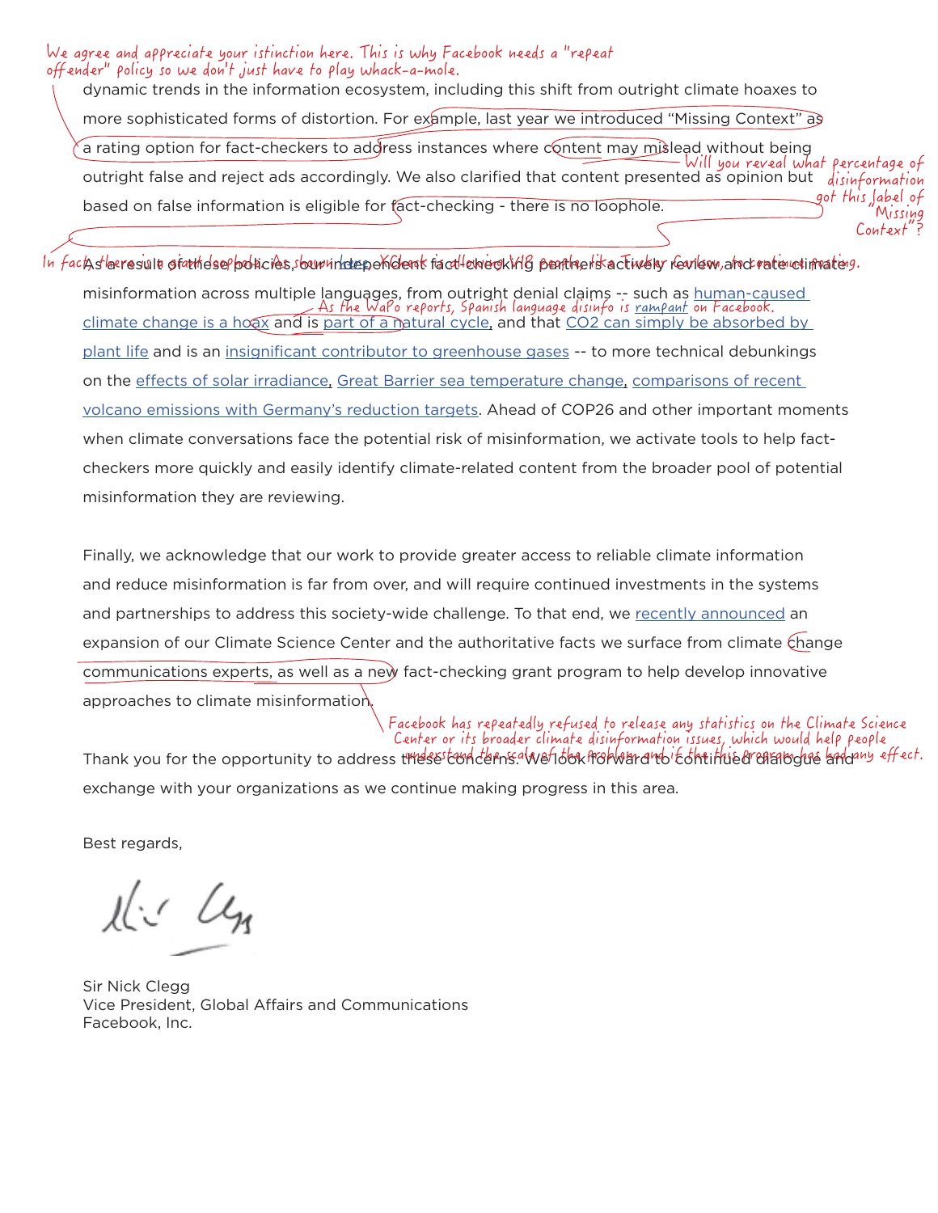We agree and appreciate your istinction here. This is why Facebook needs a "repeat offender" policy so we don't just have to play whack-a-mole.

dynamic trends in the information ecosystem, including this shift from outright climate hoaxes to more sophisticated forms of distortion. For example, last year we introduced "Missing Context" as a rating option for fact-checkers to address instances where content may mislead without being outright false and reject ads accordingly. We also clarified that content presented as opinion but based on false information is eligible for fact-checking - there is no loophole.

Will you reveal what percentage of disinformation got this label of "Missing Context"?

In fact, there is a giant loophole. As shown here, XCheck is allowing VIP people like Tucker Carlson to continue posting.

As a result of these policies, our independent fact-checking partners actively review and rate climate misinformation across multiple languages, from outright denial claims -- such as human-caused climate change is a hoax and is part of a natural cycle, and that CO2 can simply be absorbed by plant life and is an insignificant contributor to greenhouse gases -- to more technical debunkings on the effects of solar irradiance, Great Barrier sea temperature change, comparisons of recent volcano emissions with Germany's reduction targets. Ahead of COP26 and other important moments when climate conversations face the potential risk of misinformation, we activate tools to help fact-checkers more quickly and easily identify climate-related content from the broader pool of potential misinformation they are reviewing.

As the WaPo reports, Spanish language disinfo is rampant on Facebook.

Finally, we acknowledge that our work to provide greater access to reliable climate information and reduce misinformation is far from over, and will require continued investments in the systems and partnerships to address this society-wide challenge. To that end, we recently announced an expansion of our Climate Science Center and the authoritative facts we surface from climate change communications experts, as well as a new fact-checking grant program to help develop innovative approaches to climate misinformation.

Facebook has repeatedly refused to release any statistics on the Climate Science Center or its broader climate disinformation issues, which would help people understand the scale of the problem and if the this program has had any effect.

Thank you for the opportunity to address these concerns. We look forward to continued dialogue and exchange with your organizations as we continue making progress in this area.

Best regards,

Sir Nick Clegg
Vice President, Global Affairs and Communications
Facebook, Inc.